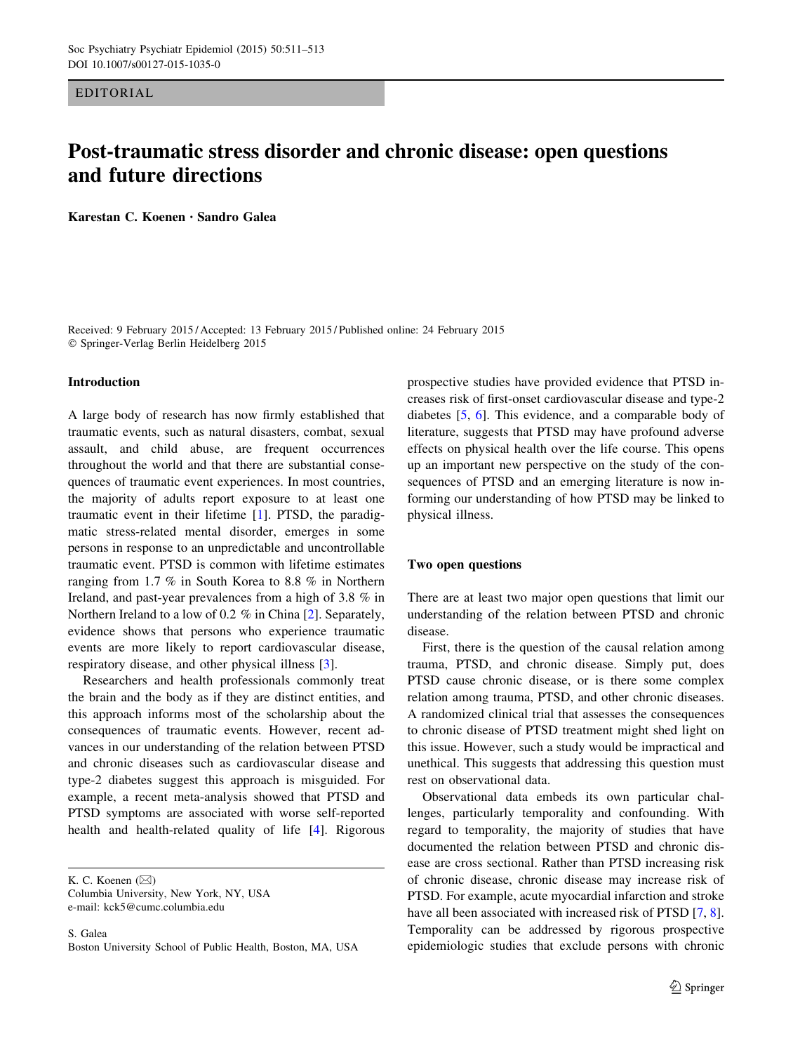EDITORIAL

# Post-traumatic stress disorder and chronic disease: open questions and future directions

**Karestan C. Koenen · Sandro Galea**

Received: 9 February 2015 / Accepted: 13 February 2015 / Published online: 24 February 2015
© Springer-Verlag Berlin Heidelberg 2015

## Introduction

A large body of research has now firmly established that traumatic events, such as natural disasters, combat, sexual assault, and child abuse, are frequent occurrences throughout the world and that there are substantial consequences of traumatic event experiences. In most countries, the majority of adults report exposure to at least one traumatic event in their lifetime [1]. PTSD, the paradigmatic stress-related mental disorder, emerges in some persons in response to an unpredictable and uncontrollable traumatic event. PTSD is common with lifetime estimates ranging from 1.7 % in South Korea to 8.8 % in Northern Ireland, and past-year prevalences from a high of 3.8 % in Northern Ireland to a low of 0.2 % in China [2]. Separately, evidence shows that persons who experience traumatic events are more likely to report cardiovascular disease, respiratory disease, and other physical illness [3].

Researchers and health professionals commonly treat the brain and the body as if they are distinct entities, and this approach informs most of the scholarship about the consequences of traumatic events. However, recent advances in our understanding of the relation between PTSD and chronic diseases such as cardiovascular disease and type-2 diabetes suggest this approach is misguided. For example, a recent meta-analysis showed that PTSD and PTSD symptoms are associated with worse self-reported health and health-related quality of life [4]. Rigorous prospective studies have provided evidence that PTSD increases risk of first-onset cardiovascular disease and type-2 diabetes [5, 6]. This evidence, and a comparable body of literature, suggests that PTSD may have profound adverse effects on physical health over the life course. This opens up an important new perspective on the study of the consequences of PTSD and an emerging literature is now informing our understanding of how PTSD may be linked to physical illness.

## Two open questions

There are at least two major open questions that limit our understanding of the relation between PTSD and chronic disease.

First, there is the question of the causal relation among trauma, PTSD, and chronic disease. Simply put, does PTSD cause chronic disease, or is there some complex relation among trauma, PTSD, and other chronic diseases. A randomized clinical trial that assesses the consequences to chronic disease of PTSD treatment might shed light on this issue. However, such a study would be impractical and unethical. This suggests that addressing this question must rest on observational data.

Observational data embeds its own particular challenges, particularly temporality and confounding. With regard to temporality, the majority of studies that have documented the relation between PTSD and chronic disease are cross sectional. Rather than PTSD increasing risk of chronic disease, chronic disease may increase risk of PTSD. For example, acute myocardial infarction and stroke have all been associated with increased risk of PTSD [7, 8]. Temporality can be addressed by rigorous prospective epidemiologic studies that exclude persons with chronic

K. C. Koenen (✉)
Columbia University, New York, NY, USA
e-mail: kck5@cumc.columbia.edu

S. Galea
Boston University School of Public Health, Boston, MA, USA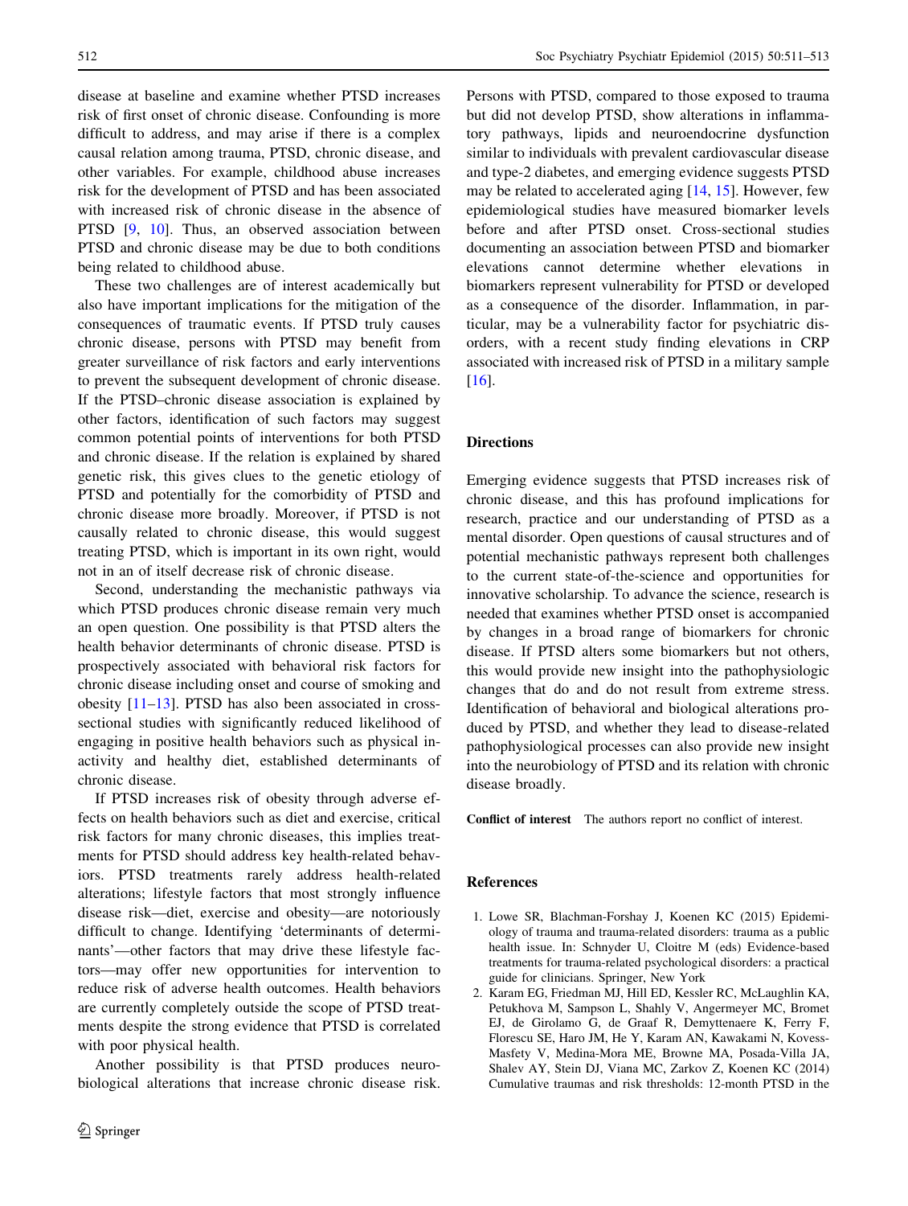disease at baseline and examine whether PTSD increases risk of first onset of chronic disease. Confounding is more difficult to address, and may arise if there is a complex causal relation among trauma, PTSD, chronic disease, and other variables. For example, childhood abuse increases risk for the development of PTSD and has been associated with increased risk of chronic disease in the absence of PTSD [9, 10]. Thus, an observed association between PTSD and chronic disease may be due to both conditions being related to childhood abuse.

These two challenges are of interest academically but also have important implications for the mitigation of the consequences of traumatic events. If PTSD truly causes chronic disease, persons with PTSD may benefit from greater surveillance of risk factors and early interventions to prevent the subsequent development of chronic disease. If the PTSD–chronic disease association is explained by other factors, identification of such factors may suggest common potential points of interventions for both PTSD and chronic disease. If the relation is explained by shared genetic risk, this gives clues to the genetic etiology of PTSD and potentially for the comorbidity of PTSD and chronic disease more broadly. Moreover, if PTSD is not causally related to chronic disease, this would suggest treating PTSD, which is important in its own right, would not in an of itself decrease risk of chronic disease.

Second, understanding the mechanistic pathways via which PTSD produces chronic disease remain very much an open question. One possibility is that PTSD alters the health behavior determinants of chronic disease. PTSD is prospectively associated with behavioral risk factors for chronic disease including onset and course of smoking and obesity [11–13]. PTSD has also been associated in cross-sectional studies with significantly reduced likelihood of engaging in positive health behaviors such as physical inactivity and healthy diet, established determinants of chronic disease.

If PTSD increases risk of obesity through adverse effects on health behaviors such as diet and exercise, critical risk factors for many chronic diseases, this implies treatments for PTSD should address key health-related behaviors. PTSD treatments rarely address health-related alterations; lifestyle factors that most strongly influence disease risk—diet, exercise and obesity—are notoriously difficult to change. Identifying 'determinants of determinants'—other factors that may drive these lifestyle factors—may offer new opportunities for intervention to reduce risk of adverse health outcomes. Health behaviors are currently completely outside the scope of PTSD treatments despite the strong evidence that PTSD is correlated with poor physical health.

Another possibility is that PTSD produces neurobiological alterations that increase chronic disease risk. Persons with PTSD, compared to those exposed to trauma but did not develop PTSD, show alterations in inflammatory pathways, lipids and neuroendocrine dysfunction similar to individuals with prevalent cardiovascular disease and type-2 diabetes, and emerging evidence suggests PTSD may be related to accelerated aging [14, 15]. However, few epidemiological studies have measured biomarker levels before and after PTSD onset. Cross-sectional studies documenting an association between PTSD and biomarker elevations cannot determine whether elevations in biomarkers represent vulnerability for PTSD or developed as a consequence of the disorder. Inflammation, in particular, may be a vulnerability factor for psychiatric disorders, with a recent study finding elevations in CRP associated with increased risk of PTSD in a military sample [16].

## Directions

Emerging evidence suggests that PTSD increases risk of chronic disease, and this has profound implications for research, practice and our understanding of PTSD as a mental disorder. Open questions of causal structures and of potential mechanistic pathways represent both challenges to the current state-of-the-science and opportunities for innovative scholarship. To advance the science, research is needed that examines whether PTSD onset is accompanied by changes in a broad range of biomarkers for chronic disease. If PTSD alters some biomarkers but not others, this would provide new insight into the pathophysiologic changes that do and do not result from extreme stress. Identification of behavioral and biological alterations produced by PTSD, and whether they lead to disease-related pathophysiological processes can also provide new insight into the neurobiology of PTSD and its relation with chronic disease broadly.

**Conflict of interest** The authors report no conflict of interest.

## References

1. Lowe SR, Blachman-Forshay J, Koenen KC (2015) Epidemiology of trauma and trauma-related disorders: trauma as a public health issue. In: Schnyder U, Cloitre M (eds) Evidence-based treatments for trauma-related psychological disorders: a practical guide for clinicians. Springer, New York
2. Karam EG, Friedman MJ, Hill ED, Kessler RC, McLaughlin KA, Petukhova M, Sampson L, Shahly V, Angermeyer MC, Bromet EJ, de Girolamo G, de Graaf R, Demyttenaere K, Ferry F, Florescu SE, Haro JM, He Y, Karam AN, Kawakami N, Kovess-Masfety V, Medina-Mora ME, Browne MA, Posada-Villa JA, Shalev AY, Stein DJ, Viana MC, Zarkov Z, Koenen KC (2014) Cumulative traumas and risk thresholds: 12-month PTSD in the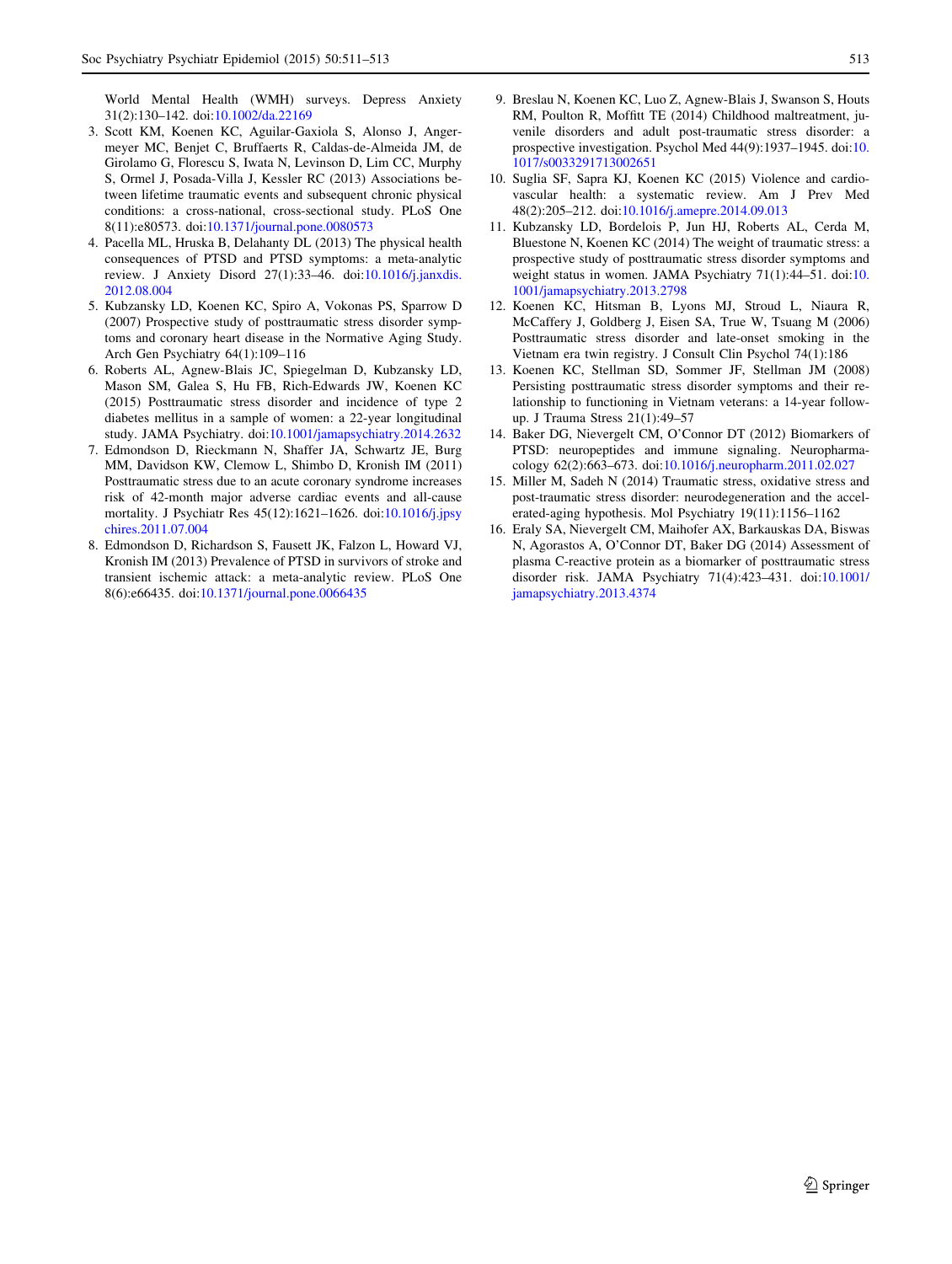World Mental Health (WMH) surveys. Depress Anxiety 31(2):130–142. doi:10.1002/da.22169

3. Scott KM, Koenen KC, Aguilar-Gaxiola S, Alonso J, Angermeyer MC, Benjet C, Bruffaerts R, Caldas-de-Almeida JM, de Girolamo G, Florescu S, Iwata N, Levinson D, Lim CC, Murphy S, Ormel J, Posada-Villa J, Kessler RC (2013) Associations between lifetime traumatic events and subsequent chronic physical conditions: a cross-national, cross-sectional study. PLoS One 8(11):e80573. doi:10.1371/journal.pone.0080573
4. Pacella ML, Hruska B, Delahanty DL (2013) The physical health consequences of PTSD and PTSD symptoms: a meta-analytic review. J Anxiety Disord 27(1):33–46. doi:10.1016/j.janxdis.2012.08.004
5. Kubzansky LD, Koenen KC, Spiro A, Vokonas PS, Sparrow D (2007) Prospective study of posttraumatic stress disorder symptoms and coronary heart disease in the Normative Aging Study. Arch Gen Psychiatry 64(1):109–116
6. Roberts AL, Agnew-Blais JC, Spiegelman D, Kubzansky LD, Mason SM, Galea S, Hu FB, Rich-Edwards JW, Koenen KC (2015) Posttraumatic stress disorder and incidence of type 2 diabetes mellitus in a sample of women: a 22-year longitudinal study. JAMA Psychiatry. doi:10.1001/jamapsychiatry.2014.2632
7. Edmondson D, Rieckmann N, Shaffer JA, Schwartz JE, Burg MM, Davidson KW, Clemow L, Shimbo D, Kronish IM (2011) Posttraumatic stress due to an acute coronary syndrome increases risk of 42-month major adverse cardiac events and all-cause mortality. J Psychiatr Res 45(12):1621–1626. doi:10.1016/j.jpsychires.2011.07.004
8. Edmondson D, Richardson S, Fausett JK, Falzon L, Howard VJ, Kronish IM (2013) Prevalence of PTSD in survivors of stroke and transient ischemic attack: a meta-analytic review. PLoS One 8(6):e66435. doi:10.1371/journal.pone.0066435
9. Breslau N, Koenen KC, Luo Z, Agnew-Blais J, Swanson S, Houts RM, Poulton R, Moffitt TE (2014) Childhood maltreatment, juvenile disorders and adult post-traumatic stress disorder: a prospective investigation. Psychol Med 44(9):1937–1945. doi:10.1017/s0033291713002651
10. Suglia SF, Sapra KJ, Koenen KC (2015) Violence and cardiovascular health: a systematic review. Am J Prev Med 48(2):205–212. doi:10.1016/j.amepre.2014.09.013
11. Kubzansky LD, Bordelois P, Jun HJ, Roberts AL, Cerda M, Bluestone N, Koenen KC (2014) The weight of traumatic stress: a prospective study of posttraumatic stress disorder symptoms and weight status in women. JAMA Psychiatry 71(1):44–51. doi:10.1001/jamapsychiatry.2013.2798
12. Koenen KC, Hitsman B, Lyons MJ, Stroud L, Niaura R, McCaffery J, Goldberg J, Eisen SA, True W, Tsuang M (2006) Posttraumatic stress disorder and late-onset smoking in the Vietnam era twin registry. J Consult Clin Psychol 74(1):186
13. Koenen KC, Stellman SD, Sommer JF, Stellman JM (2008) Persisting posttraumatic stress disorder symptoms and their relationship to functioning in Vietnam veterans: a 14-year follow-up. J Trauma Stress 21(1):49–57
14. Baker DG, Nievergelt CM, O'Connor DT (2012) Biomarkers of PTSD: neuropeptides and immune signaling. Neuropharmacology 62(2):663–673. doi:10.1016/j.neuropharm.2011.02.027
15. Miller M, Sadeh N (2014) Traumatic stress, oxidative stress and post-traumatic stress disorder: neurodegeneration and the accelerated-aging hypothesis. Mol Psychiatry 19(11):1156–1162
16. Eraly SA, Nievergelt CM, Maihofer AX, Barkauskas DA, Biswas N, Agorastos A, O'Connor DT, Baker DG (2014) Assessment of plasma C-reactive protein as a biomarker of posttraumatic stress disorder risk. JAMA Psychiatry 71(4):423–431. doi:10.1001/jamapsychiatry.2013.4374